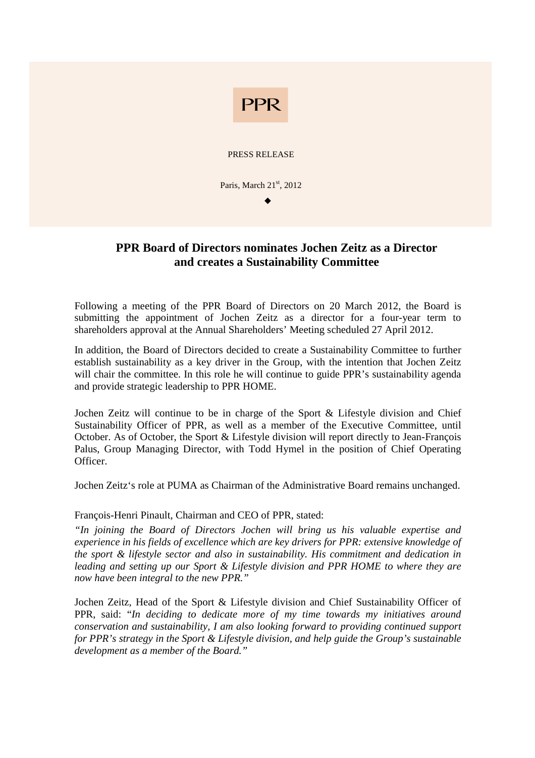PPR

PRESS RELEASE

Paris, March 21st, 2012

◆

# PPR Board of Directors nominates Jochen Zeitz as a Director and creates a Sustainability Committee

Following a meeting of the PPR Board of Directors on 20 March 2012, the Board is submitting the appointment of Jochen Zeitz as a director for a four-year term to shareholders approval at the Annual Shareholders' Meeting scheduled 27 April 2012.

In addition, the Board of Directors decided to create a Sustainability Committee to further establish sustainability as a key driver in the Group, with the intention that Jochen Zeitz will chair the committee. In this role he will continue to guide PPR's sustainability agenda and provide strategic leadership to PPR HOME.

Jochen Zeitz will continue to be in charge of the Sport & Lifestyle division and Chief Sustainability Officer of PPR, as well as a member of the Executive Committee, until October. As of October, the Sport & Lifestyle division will report directly to Jean-François Palus, Group Managing Director, with Todd Hymel in the position of Chief Operating Officer.

Jochen Zeitz's role at PUMA as Chairman of the Administrative Board remains unchanged.

François-Henri Pinault, Chairman and CEO of PPR, stated:

*"In joining the Board of Directors Jochen will bring us his valuable expertise and experience in his fields of excellence which are key drivers for PPR: extensive knowledge of the sport & lifestyle sector and also in sustainability. His commitment and dedication in leading and setting up our Sport & Lifestyle division and PPR HOME to where they are now have been integral to the new PPR."*

Jochen Zeitz, Head of the Sport & Lifestyle division and Chief Sustainability Officer of PPR, said: *"In deciding to dedicate more of my time towards my initiatives around conservation and sustainability, I am also looking forward to providing continued support for PPR's strategy in the Sport & Lifestyle division, and help guide the Group's sustainable development as a member of the Board."*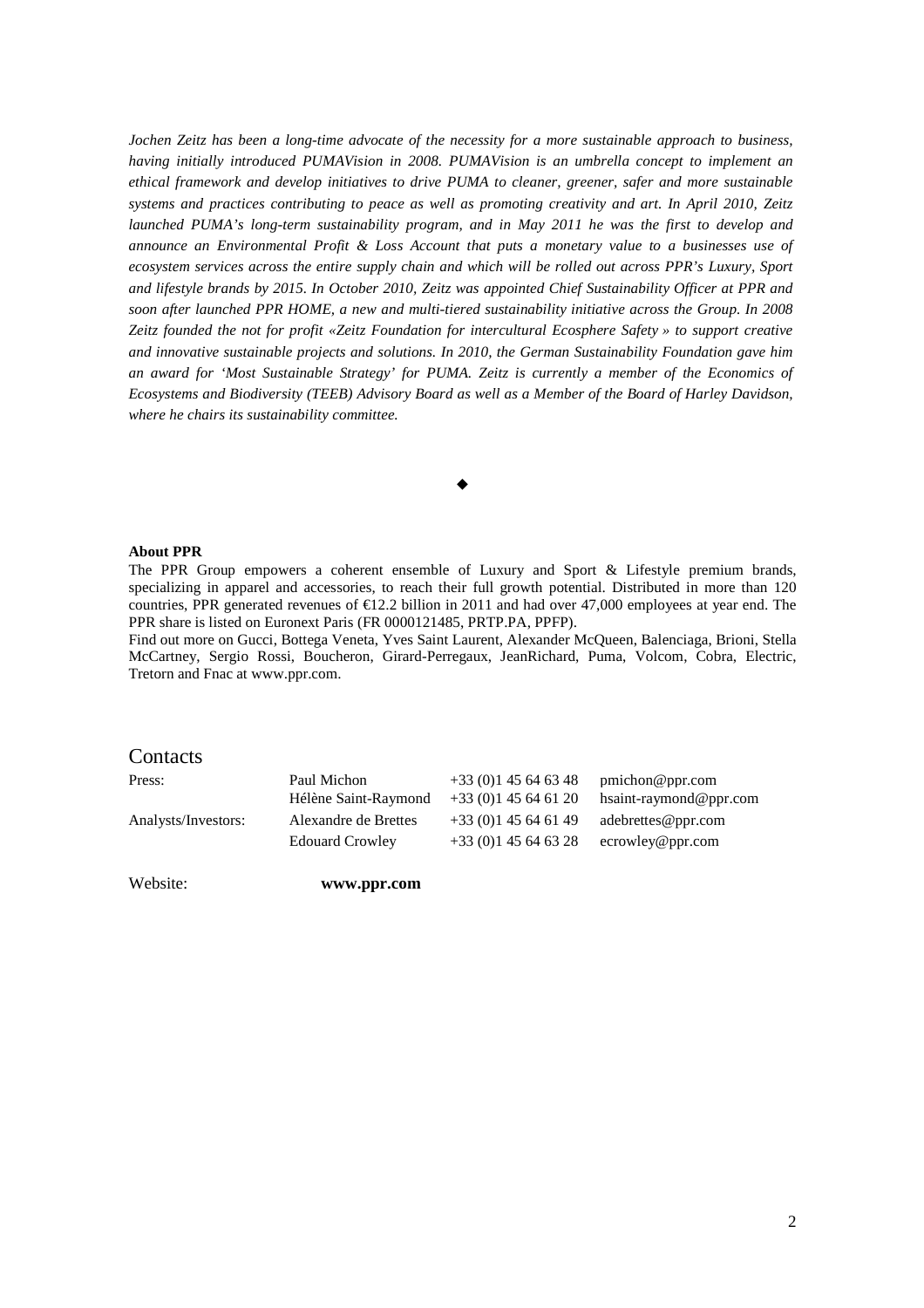*Jochen Zeitz has been a long-time advocate of the necessity for a more sustainable approach to business, having initially introduced PUMAVision in 2008. PUMAVision is an umbrella concept to implement an ethical framework and develop initiatives to drive PUMA to cleaner, greener, safer and more sustainable systems and practices contributing to peace as well as promoting creativity and art. In April 2010, Zeitz launched PUMA's long-term sustainability program, and in May 2011 he was the first to develop and announce an Environmental Profit & Loss Account that puts a monetary value to a businesses use of ecosystem services across the entire supply chain and which will be rolled out across PPR's Luxury, Sport and lifestyle brands by 2015. In October 2010, Zeitz was appointed Chief Sustainability Officer at PPR and soon after launched PPR HOME, a new and multi-tiered sustainability initiative across the Group. In 2008 Zeitz founded the not for profit «Zeitz Foundation for intercultural Ecosphere Safety » to support creative and innovative sustainable projects and solutions. In 2010, the German Sustainability Foundation gave him an award for 'Most Sustainable Strategy' for PUMA. Zeitz is currently a member of the Economics of Ecosystems and Biodiversity (TEEB) Advisory Board as well as a Member of the Board of Harley Davidson, where he chairs its sustainability committee.*

◆

**About PPR**

The PPR Group empowers a coherent ensemble of Luxury and Sport & Lifestyle premium brands, specializing in apparel and accessories, to reach their full growth potential. Distributed in more than 120 countries, PPR generated revenues of €12.2 billion in 2011 and had over 47,000 employees at year end. The PPR share is listed on Euronext Paris (FR 0000121485, PRTP.PA, PPFP).

Find out more on Gucci, Bottega Veneta, Yves Saint Laurent, Alexander McQueen, Balenciaga, Brioni, Stella McCartney, Sergio Rossi, Boucheron, Girard-Perregaux, JeanRichard, Puma, Volcom, Cobra, Electric, Tretorn and Fnac at www.ppr.com.

## Contacts

| | | | |
|---|---|---|---|
| Press: | Paul Michon | +33 (0)1 45 64 63 48 | pmichon@ppr.com |
| | Hélène Saint-Raymond | +33 (0)1 45 64 61 20 | hsaint-raymond@ppr.com |
| Analysts/Investors: | Alexandre de Brettes | +33 (0)1 45 64 61 49 | adebrettes@ppr.com |
| | Edouard Crowley | +33 (0)1 45 64 63 28 | ecrowley@ppr.com |

Website: **www.ppr.com**